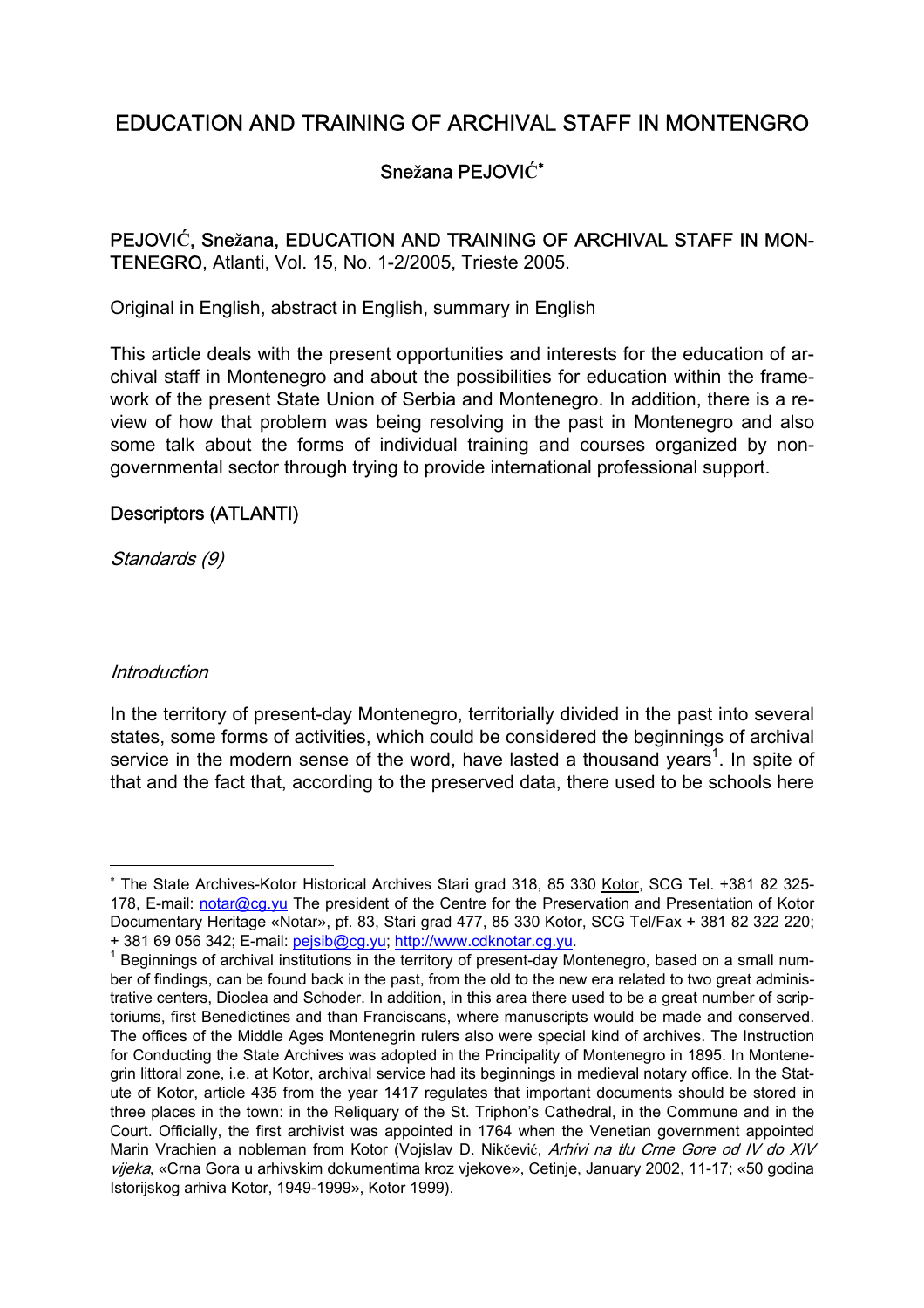# EDUCATION AND TRAINING OF ARCHIVAL STAFF IN MONTENGRO

Snežana PEJOVIĆ[*]

**PEJOVIĆ, Snežana, EDUCATION AND TRAINING OF ARCHIVAL STAFF IN MONTENEGRO**, Atlanti, Vol. 15, No. 1-2/2005, Trieste 2005.

Original in English, abstract in English, summary in English

This article deals with the present opportunities and interests for the education of archival staff in Montenegro and about the possibilities for education within the framework of the present State Union of Serbia and Montenegro. In addition, there is a review of how that problem was being resolving in the past in Montenegro and also some talk about the forms of individual training and courses organized by non-governmental sector through trying to provide international professional support.

## Descriptors (ATLANTI)

*Standards (9)*

### *Introduction*

In the territory of present-day Montenegro, territorially divided in the past into several states, some forms of activities, which could be considered the beginnings of archival service in the modern sense of the word, have lasted a thousand years[1]. In spite of that and the fact that, according to the preserved data, there used to be schools here

---

[*] The State Archives-Kotor Historical Archives Stari grad 318, 85 330 Kotor, SCG Tel. +381 82 325-178, E-mail: notar@cg.yu The president of the Centre for the Preservation and Presentation of Kotor Documentary Heritage «Notar», pf. 83, Stari grad 477, 85 330 Kotor, SCG Tel/Fax + 381 82 322 220; + 381 69 056 342; E-mail: pejsib@cg.yu; http://www.cdknotar.cg.yu.

[1] Beginnings of archival institutions in the territory of present-day Montenegro, based on a small number of findings, can be found back in the past, from the old to the new era related to two great administrative centers, Dioclea and Schoder. In addition, in this area there used to be a great number of scriptoriums, first Benedictines and than Franciscans, where manuscripts would be made and conserved. The offices of the Middle Ages Montenegrin rulers also were special kind of archives. The Instruction for Conducting the State Archives was adopted in the Principality of Montenegro in 1895. In Montenegrin littoral zone, i.e. at Kotor, archival service had its beginnings in medieval notary office. In the Statute of Kotor, article 435 from the year 1417 regulates that important documents should be stored in three places in the town: in the Reliquary of the St. Triphon's Cathedral, in the Commune and in the Court. Officially, the first archivist was appointed in 1764 when the Venetian government appointed Marin Vrachien a nobleman from Kotor (Vojislav D. Nikčević, *Arhivi na tlu Crne Gore od IV do XIV vijeka*, «Crna Gora u arhivskim dokumentima kroz vjekove», Cetinje, January 2002, 11-17; «50 godina Istorijskog arhiva Kotor, 1949-1999», Kotor 1999).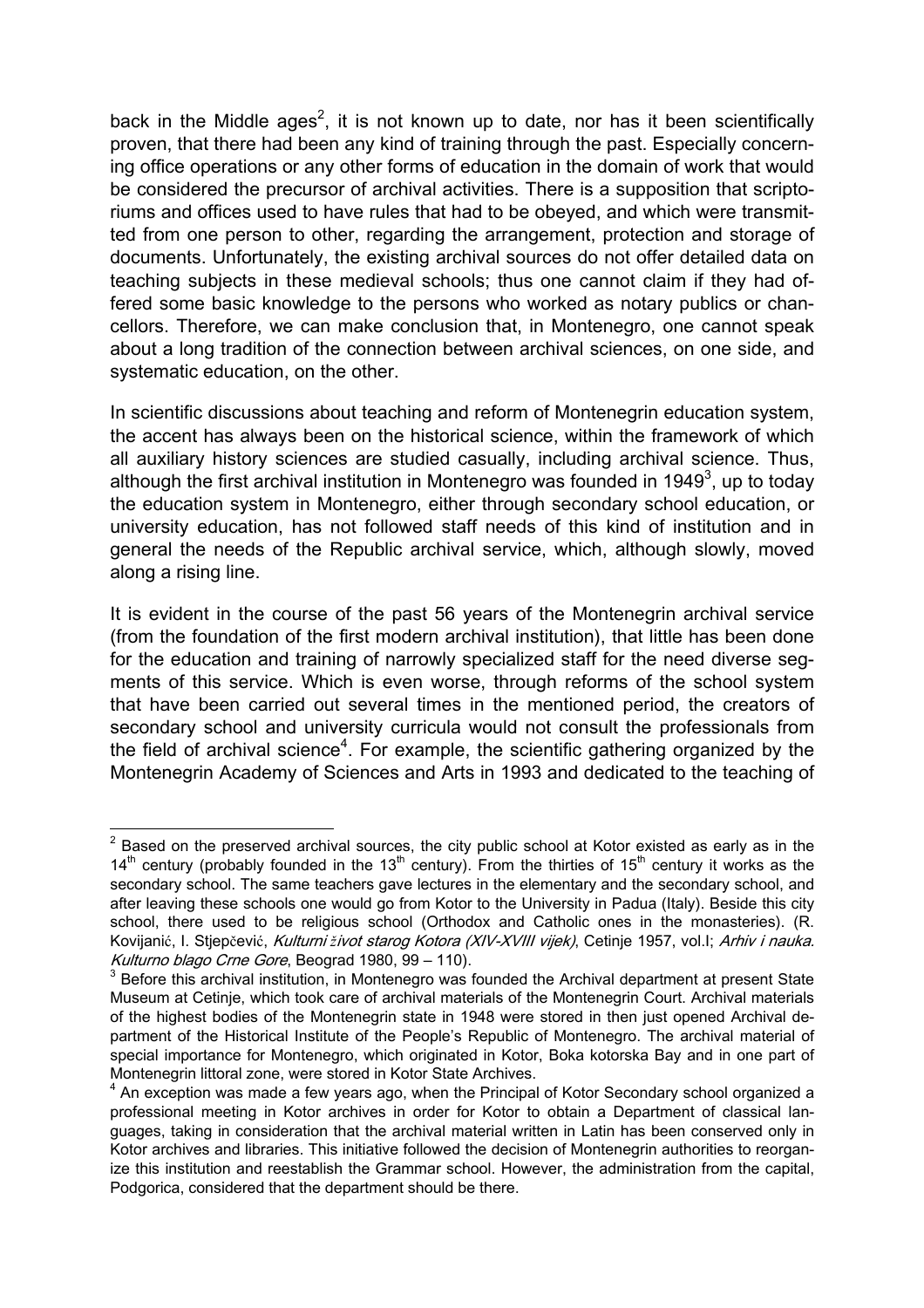back in the Middle ages[2], it is not known up to date, nor has it been scientifically proven, that there had been any kind of training through the past. Especially concerning office operations or any other forms of education in the domain of work that would be considered the precursor of archival activities. There is a supposition that scriptoriums and offices used to have rules that had to be obeyed, and which were transmitted from one person to other, regarding the arrangement, protection and storage of documents. Unfortunately, the existing archival sources do not offer detailed data on teaching subjects in these medieval schools; thus one cannot claim if they had offered some basic knowledge to the persons who worked as notary publics or chancellors. Therefore, we can make conclusion that, in Montenegro, one cannot speak about a long tradition of the connection between archival sciences, on one side, and systematic education, on the other.

In scientific discussions about teaching and reform of Montenegrin education system, the accent has always been on the historical science, within the framework of which all auxiliary history sciences are studied casually, including archival science. Thus, although the first archival institution in Montenegro was founded in 1949[3], up to today the education system in Montenegro, either through secondary school education, or university education, has not followed staff needs of this kind of institution and in general the needs of the Republic archival service, which, although slowly, moved along a rising line.

It is evident in the course of the past 56 years of the Montenegrin archival service (from the foundation of the first modern archival institution), that little has been done for the education and training of narrowly specialized staff for the need diverse segments of this service. Which is even worse, through reforms of the school system that have been carried out several times in the mentioned period, the creators of secondary school and university curricula would not consult the professionals from the field of archival science[4]. For example, the scientific gathering organized by the Montenegrin Academy of Sciences and Arts in 1993 and dedicated to the teaching of

---

[2] Based on the preserved archival sources, the city public school at Kotor existed as early as in the 14th century (probably founded in the 13th century). From the thirties of 15th century it works as the secondary school. The same teachers gave lectures in the elementary and the secondary school, and after leaving these schools one would go from Kotor to the University in Padua (Italy). Beside this city school, there used to be religious school (Orthodox and Catholic ones in the monasteries). (R. Kovijanić, I. Stjepčević, *Kulturni život starog Kotora (XIV-XVIII vijek)*, Cetinje 1957, vol.I; *Arhiv i nauka. Kulturno blago Crne Gore*, Beograd 1980, 99 – 110).

[3] Before this archival institution, in Montenegro was founded the Archival department at present State Museum at Cetinje, which took care of archival materials of the Montenegrin Court. Archival materials of the highest bodies of the Montenegrin state in 1948 were stored in then just opened Archival department of the Historical Institute of the People's Republic of Montenegro. The archival material of special importance for Montenegro, which originated in Kotor, Boka kotorska Bay and in one part of Montenegrin littoral zone, were stored in Kotor State Archives.

[4] An exception was made a few years ago, when the Principal of Kotor Secondary school organized a professional meeting in Kotor archives in order for Kotor to obtain a Department of classical languages, taking in consideration that the archival material written in Latin has been conserved only in Kotor archives and libraries. This initiative followed the decision of Montenegrin authorities to reorganize this institution and reestablish the Grammar school. However, the administration from the capital, Podgorica, considered that the department should be there.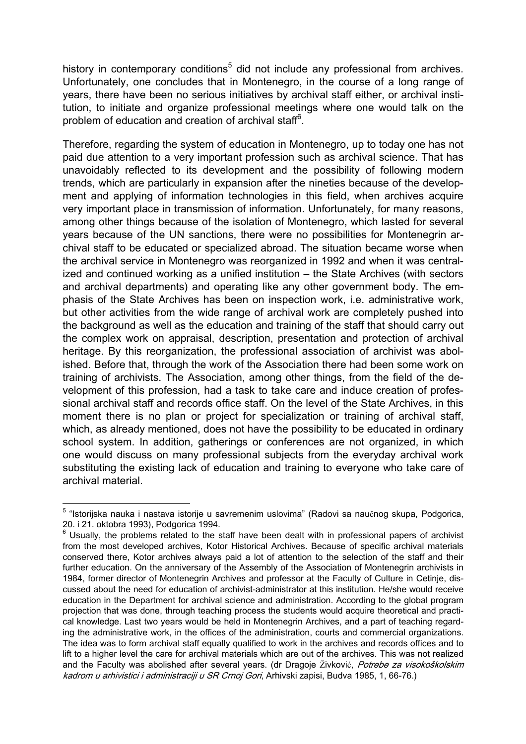history in contemporary conditions[5] did not include any professional from archives. Unfortunately, one concludes that in Montenegro, in the course of a long range of years, there have been no serious initiatives by archival staff either, or archival institution, to initiate and organize professional meetings where one would talk on the problem of education and creation of archival staff[6].

Therefore, regarding the system of education in Montenegro, up to today one has not paid due attention to a very important profession such as archival science. That has unavoidably reflected to its development and the possibility of following modern trends, which are particularly in expansion after the nineties because of the development and applying of information technologies in this field, when archives acquire very important place in transmission of information. Unfortunately, for many reasons, among other things because of the isolation of Montenegro, which lasted for several years because of the UN sanctions, there were no possibilities for Montenegrin archival staff to be educated or specialized abroad. The situation became worse when the archival service in Montenegro was reorganized in 1992 and when it was centralized and continued working as a unified institution – the State Archives (with sectors and archival departments) and operating like any other government body. The emphasis of the State Archives has been on inspection work, i.e. administrative work, but other activities from the wide range of archival work are completely pushed into the background as well as the education and training of the staff that should carry out the complex work on appraisal, description, presentation and protection of archival heritage. By this reorganization, the professional association of archivist was abolished. Before that, through the work of the Association there had been some work on training of archivists. The Association, among other things, from the field of the development of this profession, had a task to take care and induce creation of professional archival staff and records office staff. On the level of the State Archives, in this moment there is no plan or project for specialization or training of archival staff, which, as already mentioned, does not have the possibility to be educated in ordinary school system. In addition, gatherings or conferences are not organized, in which one would discuss on many professional subjects from the everyday archival work substituting the existing lack of education and training to everyone who take care of archival material.

---

[5] "Istorijska nauka i nastava istorije u savremenim uslovima" (Radovi sa naučnog skupa, Podgorica, 20. i 21. oktobra 1993), Podgorica 1994.

[6] Usually, the problems related to the staff have been dealt with in professional papers of archivist from the most developed archives, Kotor Historical Archives. Because of specific archival materials conserved there, Kotor archives always paid a lot of attention to the selection of the staff and their further education. On the anniversary of the Assembly of the Association of Montenegrin archivists in 1984, former director of Montenegrin Archives and professor at the Faculty of Culture in Cetinje, discussed about the need for education of archivist-administrator at this institution. He/she would receive education in the Department for archival science and administration. According to the global program projection that was done, through teaching process the students would acquire theoretical and practical knowledge. Last two years would be held in Montenegrin Archives, and a part of teaching regarding the administrative work, in the offices of the administration, courts and commercial organizations. The idea was to form archival staff equally qualified to work in the archives and records offices and to lift to a higher level the care for archival materials which are out of the archives. This was not realized and the Faculty was abolished after several years. (dr Dragoje Živković, *Potrebe za visokoškolskim kadrom u arhivistici i administraciji u SR Crnoj Gori*, Arhivski zapisi, Budva 1985, 1, 66-76.)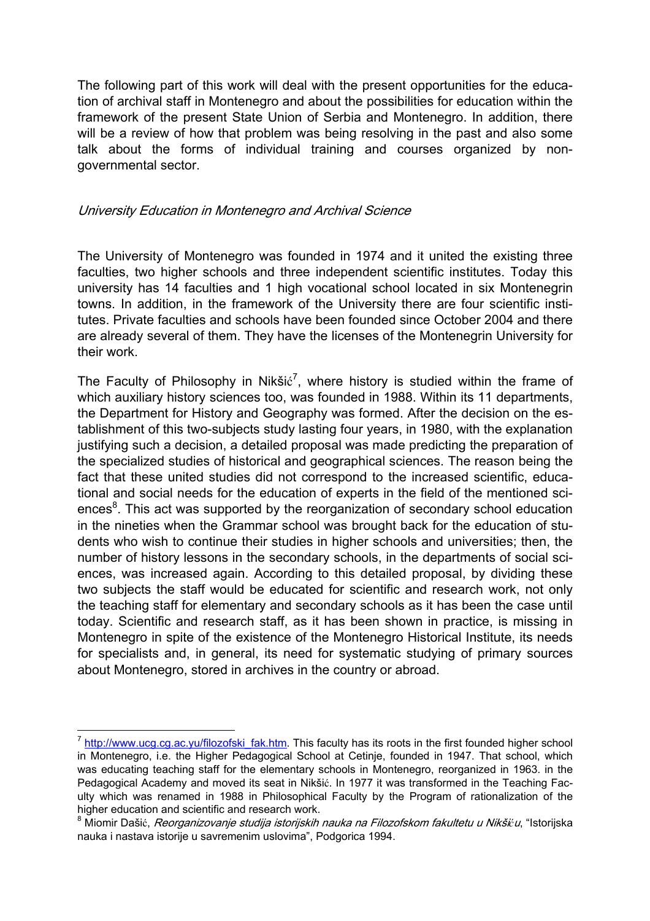The following part of this work will deal with the present opportunities for the education of archival staff in Montenegro and about the possibilities for education within the framework of the present State Union of Serbia and Montenegro. In addition, there will be a review of how that problem was being resolving in the past and also some talk about the forms of individual training and courses organized by non-governmental sector.

*University Education in Montenegro and Archival Science*

The University of Montenegro was founded in 1974 and it united the existing three faculties, two higher schools and three independent scientific institutes. Today this university has 14 faculties and 1 high vocational school located in six Montenegrin towns. In addition, in the framework of the University there are four scientific institutes. Private faculties and schools have been founded since October 2004 and there are already several of them. They have the licenses of the Montenegrin University for their work.

The Faculty of Philosophy in Nikšić[7], where history is studied within the frame of which auxiliary history sciences too, was founded in 1988. Within its 11 departments, the Department for History and Geography was formed. After the decision on the establishment of this two-subjects study lasting four years, in 1980, with the explanation justifying such a decision, a detailed proposal was made predicting the preparation of the specialized studies of historical and geographical sciences. The reason being the fact that these united studies did not correspond to the increased scientific, educational and social needs for the education of experts in the field of the mentioned sciences[8]. This act was supported by the reorganization of secondary school education in the nineties when the Grammar school was brought back for the education of students who wish to continue their studies in higher schools and universities; then, the number of history lessons in the secondary schools, in the departments of social sciences, was increased again. According to this detailed proposal, by dividing these two subjects the staff would be educated for scientific and research work, not only the teaching staff for elementary and secondary schools as it has been the case until today. Scientific and research staff, as it has been shown in practice, is missing in Montenegro in spite of the existence of the Montenegro Historical Institute, its needs for specialists and, in general, its need for systematic studying of primary sources about Montenegro, stored in archives in the country or abroad.

---

[7] http://www.ucg.cg.ac.yu/filozofski_fak.htm. This faculty has its roots in the first founded higher school in Montenegro, i.e. the Higher Pedagogical School at Cetinje, founded in 1947. That school, which was educating teaching staff for the elementary schools in Montenegro, reorganized in 1963. in the Pedagogical Academy and moved its seat in Nikšić. In 1977 it was transformed in the Teaching Faculty which was renamed in 1988 in Philosophical Faculty by the Program of rationalization of the higher education and scientific and research work.

[8] Miomir Dašić, *Reorganizovanje studija istorijskih nauka na Filozofskom fakultetu u Nikšiću*, "Istorijska nauka i nastava istorije u savremenim uslovima", Podgorica 1994.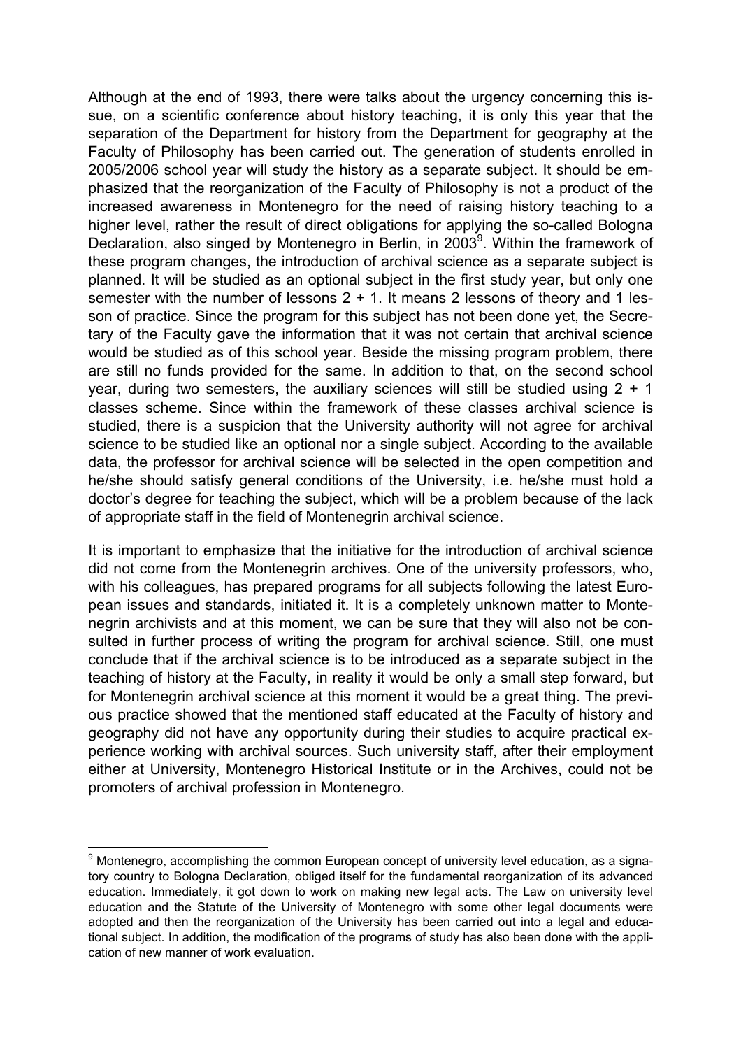Although at the end of 1993, there were talks about the urgency concerning this issue, on a scientific conference about history teaching, it is only this year that the separation of the Department for history from the Department for geography at the Faculty of Philosophy has been carried out. The generation of students enrolled in 2005/2006 school year will study the history as a separate subject. It should be emphasized that the reorganization of the Faculty of Philosophy is not a product of the increased awareness in Montenegro for the need of raising history teaching to a higher level, rather the result of direct obligations for applying the so-called Bologna Declaration, also singed by Montenegro in Berlin, in 2003[9]. Within the framework of these program changes, the introduction of archival science as a separate subject is planned. It will be studied as an optional subject in the first study year, but only one semester with the number of lessons 2 + 1. It means 2 lessons of theory and 1 lesson of practice. Since the program for this subject has not been done yet, the Secretary of the Faculty gave the information that it was not certain that archival science would be studied as of this school year. Beside the missing program problem, there are still no funds provided for the same. In addition to that, on the second school year, during two semesters, the auxiliary sciences will still be studied using 2 + 1 classes scheme. Since within the framework of these classes archival science is studied, there is a suspicion that the University authority will not agree for archival science to be studied like an optional nor a single subject. According to the available data, the professor for archival science will be selected in the open competition and he/she should satisfy general conditions of the University, i.e. he/she must hold a doctor's degree for teaching the subject, which will be a problem because of the lack of appropriate staff in the field of Montenegrin archival science.

It is important to emphasize that the initiative for the introduction of archival science did not come from the Montenegrin archives. One of the university professors, who, with his colleagues, has prepared programs for all subjects following the latest European issues and standards, initiated it. It is a completely unknown matter to Montenegrin archivists and at this moment, we can be sure that they will also not be consulted in further process of writing the program for archival science. Still, one must conclude that if the archival science is to be introduced as a separate subject in the teaching of history at the Faculty, in reality it would be only a small step forward, but for Montenegrin archival science at this moment it would be a great thing. The previous practice showed that the mentioned staff educated at the Faculty of history and geography did not have any opportunity during their studies to acquire practical experience working with archival sources. Such university staff, after their employment either at University, Montenegro Historical Institute or in the Archives, could not be promoters of archival profession in Montenegro.

---

[9] Montenegro, accomplishing the common European concept of university level education, as a signatory country to Bologna Declaration, obliged itself for the fundamental reorganization of its advanced education. Immediately, it got down to work on making new legal acts. The Law on university level education and the Statute of the University of Montenegro with some other legal documents were adopted and then the reorganization of the University has been carried out into a legal and educational subject. In addition, the modification of the programs of study has also been done with the application of new manner of work evaluation.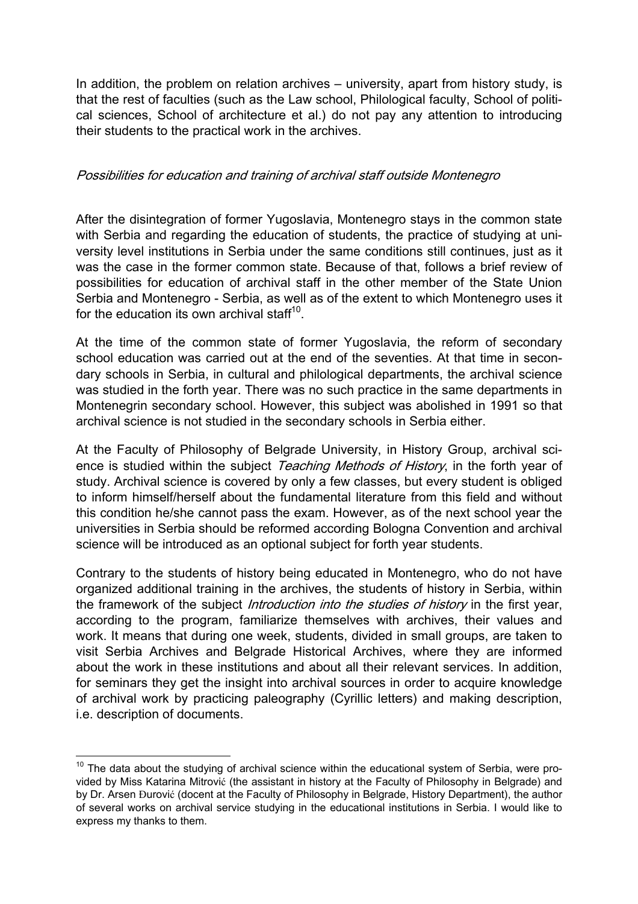In addition, the problem on relation archives – university, apart from history study, is that the rest of faculties (such as the Law school, Philological faculty, School of political sciences, School of architecture et al.) do not pay any attention to introducing their students to the practical work in the archives.

*Possibilities for education and training of archival staff outside Montenegro*

After the disintegration of former Yugoslavia, Montenegro stays in the common state with Serbia and regarding the education of students, the practice of studying at university level institutions in Serbia under the same conditions still continues, just as it was the case in the former common state. Because of that, follows a brief review of possibilities for education of archival staff in the other member of the State Union Serbia and Montenegro - Serbia, as well as of the extent to which Montenegro uses it for the education its own archival staff[10].

At the time of the common state of former Yugoslavia, the reform of secondary school education was carried out at the end of the seventies. At that time in secondary schools in Serbia, in cultural and philological departments, the archival science was studied in the forth year. There was no such practice in the same departments in Montenegrin secondary school. However, this subject was abolished in 1991 so that archival science is not studied in the secondary schools in Serbia either.

At the Faculty of Philosophy of Belgrade University, in History Group, archival science is studied within the subject *Teaching Methods of History*, in the forth year of study. Archival science is covered by only a few classes, but every student is obliged to inform himself/herself about the fundamental literature from this field and without this condition he/she cannot pass the exam. However, as of the next school year the universities in Serbia should be reformed according Bologna Convention and archival science will be introduced as an optional subject for forth year students.

Contrary to the students of history being educated in Montenegro, who do not have organized additional training in the archives, the students of history in Serbia, within the framework of the subject *Introduction into the studies of history* in the first year, according to the program, familiarize themselves with archives, their values and work. It means that during one week, students, divided in small groups, are taken to visit Serbia Archives and Belgrade Historical Archives, where they are informed about the work in these institutions and about all their relevant services. In addition, for seminars they get the insight into archival sources in order to acquire knowledge of archival work by practicing paleography (Cyrillic letters) and making description, i.e. description of documents.

---

[10] The data about the studying of archival science within the educational system of Serbia, were provided by Miss Katarina Mitrović (the assistant in history at the Faculty of Philosophy in Belgrade) and by Dr. Arsen Đurović (docent at the Faculty of Philosophy in Belgrade, History Department), the author of several works on archival service studying in the educational institutions in Serbia. I would like to express my thanks to them.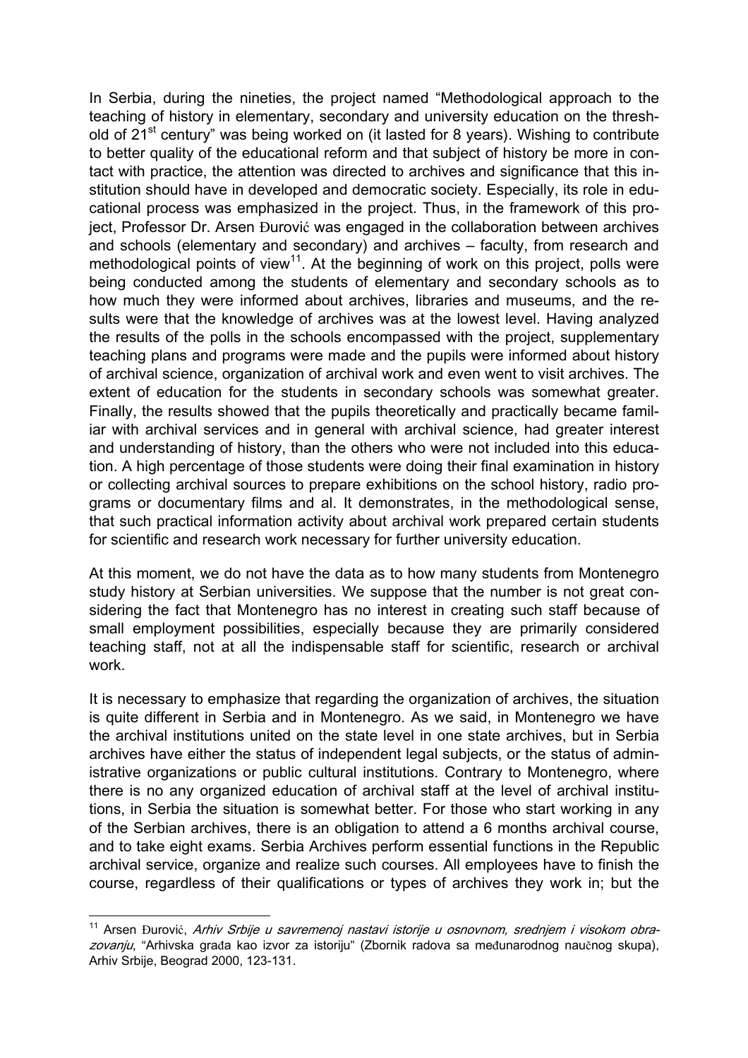In Serbia, during the nineties, the project named “Methodological approach to the teaching of history in elementary, secondary and university education on the threshold of 21st century” was being worked on (it lasted for 8 years). Wishing to contribute to better quality of the educational reform and that subject of history be more in contact with practice, the attention was directed to archives and significance that this institution should have in developed and democratic society. Especially, its role in educational process was emphasized in the project. Thus, in the framework of this project, Professor Dr. Arsen Đurović was engaged in the collaboration between archives and schools (elementary and secondary) and archives – faculty, from research and methodological points of view[11]. At the beginning of work on this project, polls were being conducted among the students of elementary and secondary schools as to how much they were informed about archives, libraries and museums, and the results were that the knowledge of archives was at the lowest level. Having analyzed the results of the polls in the schools encompassed with the project, supplementary teaching plans and programs were made and the pupils were informed about history of archival science, organization of archival work and even went to visit archives. The extent of education for the students in secondary schools was somewhat greater. Finally, the results showed that the pupils theoretically and practically became familiar with archival services and in general with archival science, had greater interest and understanding of history, than the others who were not included into this education. A high percentage of those students were doing their final examination in history or collecting archival sources to prepare exhibitions on the school history, radio programs or documentary films and al. It demonstrates, in the methodological sense, that such practical information activity about archival work prepared certain students for scientific and research work necessary for further university education.

At this moment, we do not have the data as to how many students from Montenegro study history at Serbian universities. We suppose that the number is not great considering the fact that Montenegro has no interest in creating such staff because of small employment possibilities, especially because they are primarily considered teaching staff, not at all the indispensable staff for scientific, research or archival work.

It is necessary to emphasize that regarding the organization of archives, the situation is quite different in Serbia and in Montenegro. As we said, in Montenegro we have the archival institutions united on the state level in one state archives, but in Serbia archives have either the status of independent legal subjects, or the status of administrative organizations or public cultural institutions. Contrary to Montenegro, where there is no any organized education of archival staff at the level of archival institutions, in Serbia the situation is somewhat better. For those who start working in any of the Serbian archives, there is an obligation to attend a 6 months archival course, and to take eight exams. Serbia Archives perform essential functions in the Republic archival service, organize and realize such courses. All employees have to finish the course, regardless of their qualifications or types of archives they work in; but the

---

[11] Arsen Đurović, *Arhiv Srbije u savremenoj nastavi istorije u osnovnom, srednjem i visokom obrazovanju*, “Arhivska građa kao izvor za istoriju” (Zbornik radova sa međunarodnog naučnog skupa), Arhiv Srbije, Beograd 2000, 123-131.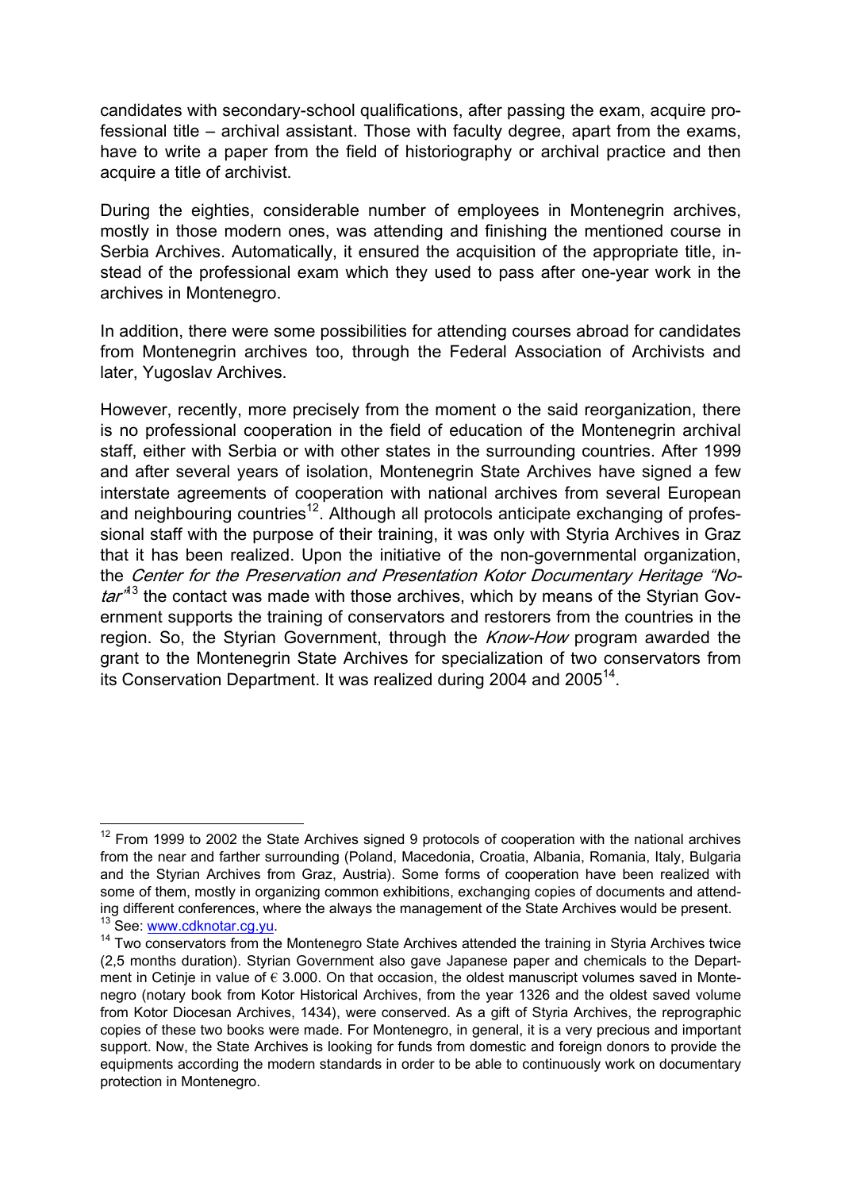candidates with secondary-school qualifications, after passing the exam, acquire professional title – archival assistant. Those with faculty degree, apart from the exams, have to write a paper from the field of historiography or archival practice and then acquire a title of archivist.

During the eighties, considerable number of employees in Montenegrin archives, mostly in those modern ones, was attending and finishing the mentioned course in Serbia Archives. Automatically, it ensured the acquisition of the appropriate title, instead of the professional exam which they used to pass after one-year work in the archives in Montenegro.

In addition, there were some possibilities for attending courses abroad for candidates from Montenegrin archives too, through the Federal Association of Archivists and later, Yugoslav Archives.

However, recently, more precisely from the moment o the said reorganization, there is no professional cooperation in the field of education of the Montenegrin archival staff, either with Serbia or with other states in the surrounding countries. After 1999 and after several years of isolation, Montenegrin State Archives have signed a few interstate agreements of cooperation with national archives from several European and neighbouring countries[12]. Although all protocols anticipate exchanging of professional staff with the purpose of their training, it was only with Styria Archives in Graz that it has been realized. Upon the initiative of the non-governmental organization, the *Center for the Preservation and Presentation Kotor Documentary Heritage "Notar"*[13] the contact was made with those archives, which by means of the Styrian Government supports the training of conservators and restorers from the countries in the region. So, the Styrian Government, through the *Know-How* program awarded the grant to the Montenegrin State Archives for specialization of two conservators from its Conservation Department. It was realized during 2004 and 2005[14].

---

[12] From 1999 to 2002 the State Archives signed 9 protocols of cooperation with the national archives from the near and farther surrounding (Poland, Macedonia, Croatia, Albania, Romania, Italy, Bulgaria and the Styrian Archives from Graz, Austria). Some forms of cooperation have been realized with some of them, mostly in organizing common exhibitions, exchanging copies of documents and attending different conferences, where the always the management of the State Archives would be present.

[13] See: www.cdknotar.cg.yu.

[14] Two conservators from the Montenegro State Archives attended the training in Styria Archives twice (2,5 months duration). Styrian Government also gave Japanese paper and chemicals to the Department in Cetinje in value of € 3.000. On that occasion, the oldest manuscript volumes saved in Montenegro (notary book from Kotor Historical Archives, from the year 1326 and the oldest saved volume from Kotor Diocesan Archives, 1434), were conserved. As a gift of Styria Archives, the reprographic copies of these two books were made. For Montenegro, in general, it is a very precious and important support. Now, the State Archives is looking for funds from domestic and foreign donors to provide the equipments according the modern standards in order to be able to continuously work on documentary protection in Montenegro.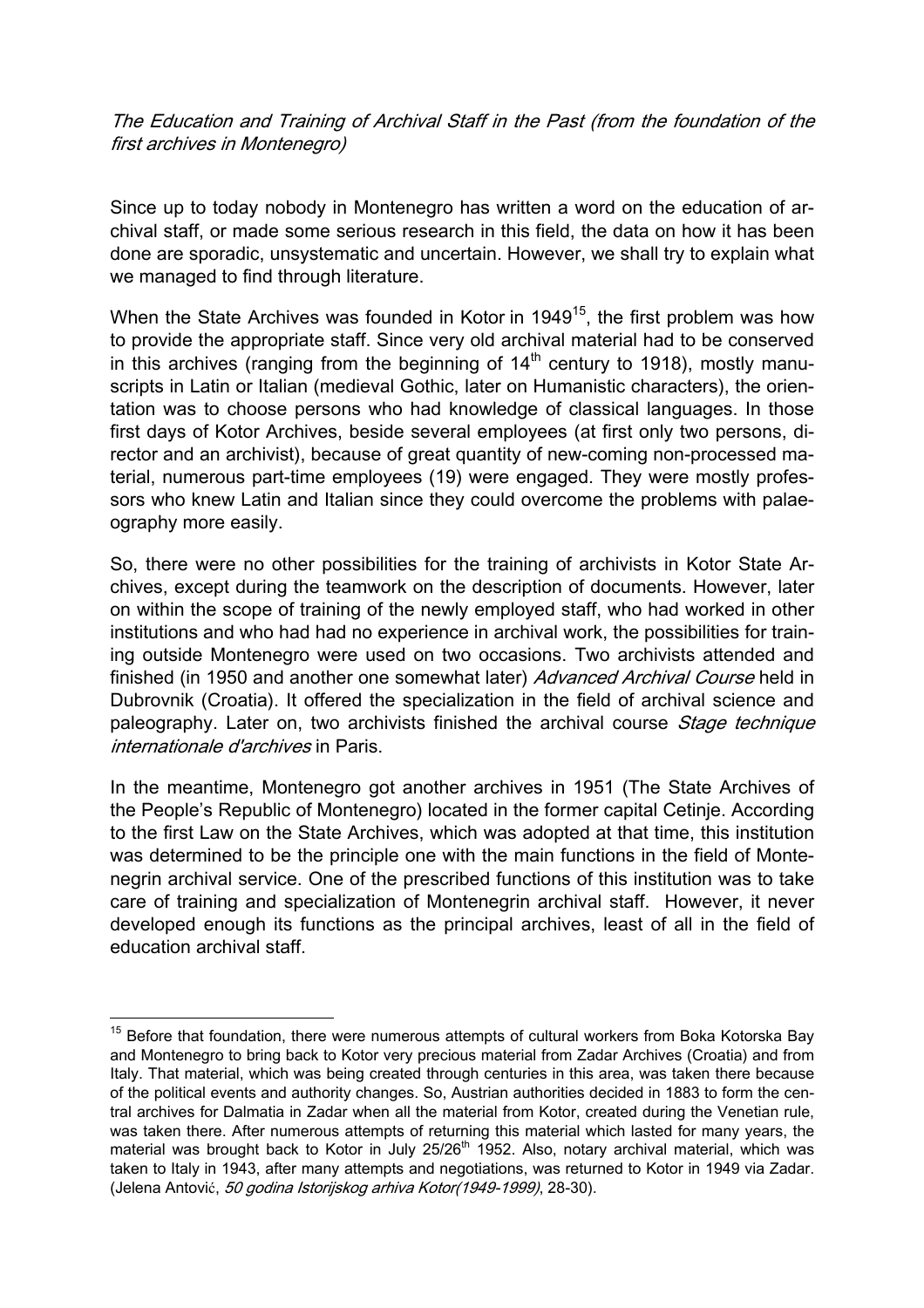*The Education and Training of Archival Staff in the Past (from the foundation of the first archives in Montenegro)*

Since up to today nobody in Montenegro has written a word on the education of archival staff, or made some serious research in this field, the data on how it has been done are sporadic, unsystematic and uncertain. However, we shall try to explain what we managed to find through literature.

When the State Archives was founded in Kotor in 1949[15], the first problem was how to provide the appropriate staff. Since very old archival material had to be conserved in this archives (ranging from the beginning of 14th century to 1918), mostly manuscripts in Latin or Italian (medieval Gothic, later on Humanistic characters), the orientation was to choose persons who had knowledge of classical languages. In those first days of Kotor Archives, beside several employees (at first only two persons, director and an archivist), because of great quantity of new-coming non-processed material, numerous part-time employees (19) were engaged. They were mostly professors who knew Latin and Italian since they could overcome the problems with palaeography more easily.

So, there were no other possibilities for the training of archivists in Kotor State Archives, except during the teamwork on the description of documents. However, later on within the scope of training of the newly employed staff, who had worked in other institutions and who had had no experience in archival work, the possibilities for training outside Montenegro were used on two occasions. Two archivists attended and finished (in 1950 and another one somewhat later) *Advanced Archival Course* held in Dubrovnik (Croatia). It offered the specialization in the field of archival science and paleography. Later on, two archivists finished the archival course *Stage technique internationale d'archives* in Paris.

In the meantime, Montenegro got another archives in 1951 (The State Archives of the People's Republic of Montenegro) located in the former capital Cetinje. According to the first Law on the State Archives, which was adopted at that time, this institution was determined to be the principle one with the main functions in the field of Montenegrin archival service. One of the prescribed functions of this institution was to take care of training and specialization of Montenegrin archival staff. However, it never developed enough its functions as the principal archives, least of all in the field of education archival staff.

---

[15] Before that foundation, there were numerous attempts of cultural workers from Boka Kotorska Bay and Montenegro to bring back to Kotor very precious material from Zadar Archives (Croatia) and from Italy. That material, which was being created through centuries in this area, was taken there because of the political events and authority changes. So, Austrian authorities decided in 1883 to form the central archives for Dalmatia in Zadar when all the material from Kotor, created during the Venetian rule, was taken there. After numerous attempts of returning this material which lasted for many years, the material was brought back to Kotor in July 25/26th 1952. Also, notary archival material, which was taken to Italy in 1943, after many attempts and negotiations, was returned to Kotor in 1949 via Zadar. (Jelena Antović, *50 godina Istorijskog arhiva Kotor(1949-1999)*, 28-30).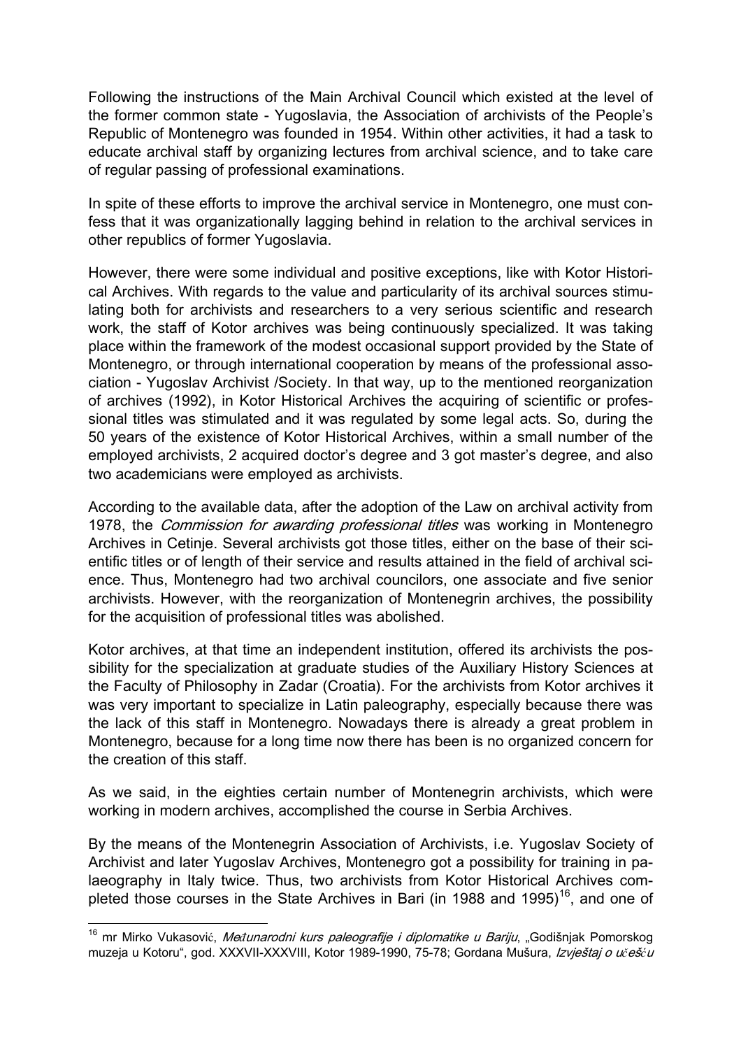Following the instructions of the Main Archival Council which existed at the level of the former common state - Yugoslavia, the Association of archivists of the People's Republic of Montenegro was founded in 1954. Within other activities, it had a task to educate archival staff by organizing lectures from archival science, and to take care of regular passing of professional examinations.

In spite of these efforts to improve the archival service in Montenegro, one must confess that it was organizationally lagging behind in relation to the archival services in other republics of former Yugoslavia.

However, there were some individual and positive exceptions, like with Kotor Historical Archives. With regards to the value and particularity of its archival sources stimulating both for archivists and researchers to a very serious scientific and research work, the staff of Kotor archives was being continuously specialized. It was taking place within the framework of the modest occasional support provided by the State of Montenegro, or through international cooperation by means of the professional association - Yugoslav Archivist /Society. In that way, up to the mentioned reorganization of archives (1992), in Kotor Historical Archives the acquiring of scientific or professional titles was stimulated and it was regulated by some legal acts. So, during the 50 years of the existence of Kotor Historical Archives, within a small number of the employed archivists, 2 acquired doctor's degree and 3 got master's degree, and also two academicians were employed as archivists.

According to the available data, after the adoption of the Law on archival activity from 1978, the *Commission for awarding professional titles* was working in Montenegro Archives in Cetinje. Several archivists got those titles, either on the base of their scientific titles or of length of their service and results attained in the field of archival science. Thus, Montenegro had two archival councilors, one associate and five senior archivists. However, with the reorganization of Montenegrin archives, the possibility for the acquisition of professional titles was abolished.

Kotor archives, at that time an independent institution, offered its archivists the possibility for the specialization at graduate studies of the Auxiliary History Sciences at the Faculty of Philosophy in Zadar (Croatia). For the archivists from Kotor archives it was very important to specialize in Latin paleography, especially because there was the lack of this staff in Montenegro. Nowadays there is already a great problem in Montenegro, because for a long time now there has been is no organized concern for the creation of this staff.

As we said, in the eighties certain number of Montenegrin archivists, which were working in modern archives, accomplished the course in Serbia Archives.

By the means of the Montenegrin Association of Archivists, i.e. Yugoslav Society of Archivist and later Yugoslav Archives, Montenegro got a possibility for training in palaeography in Italy twice. Thus, two archivists from Kotor Historical Archives completed those courses in the State Archives in Bari (in 1988 and 1995)[16], and one of

[16] mr Mirko Vukasović, *Međunarodni kurs paleografije i diplomatike u Bariju*, „Godišnjak Pomorskog muzeja u Kotoru", god. XXXVII-XXXVIII, Kotor 1989-1990, 75-78; Gordana Mušura, *Izvještaj o učešću*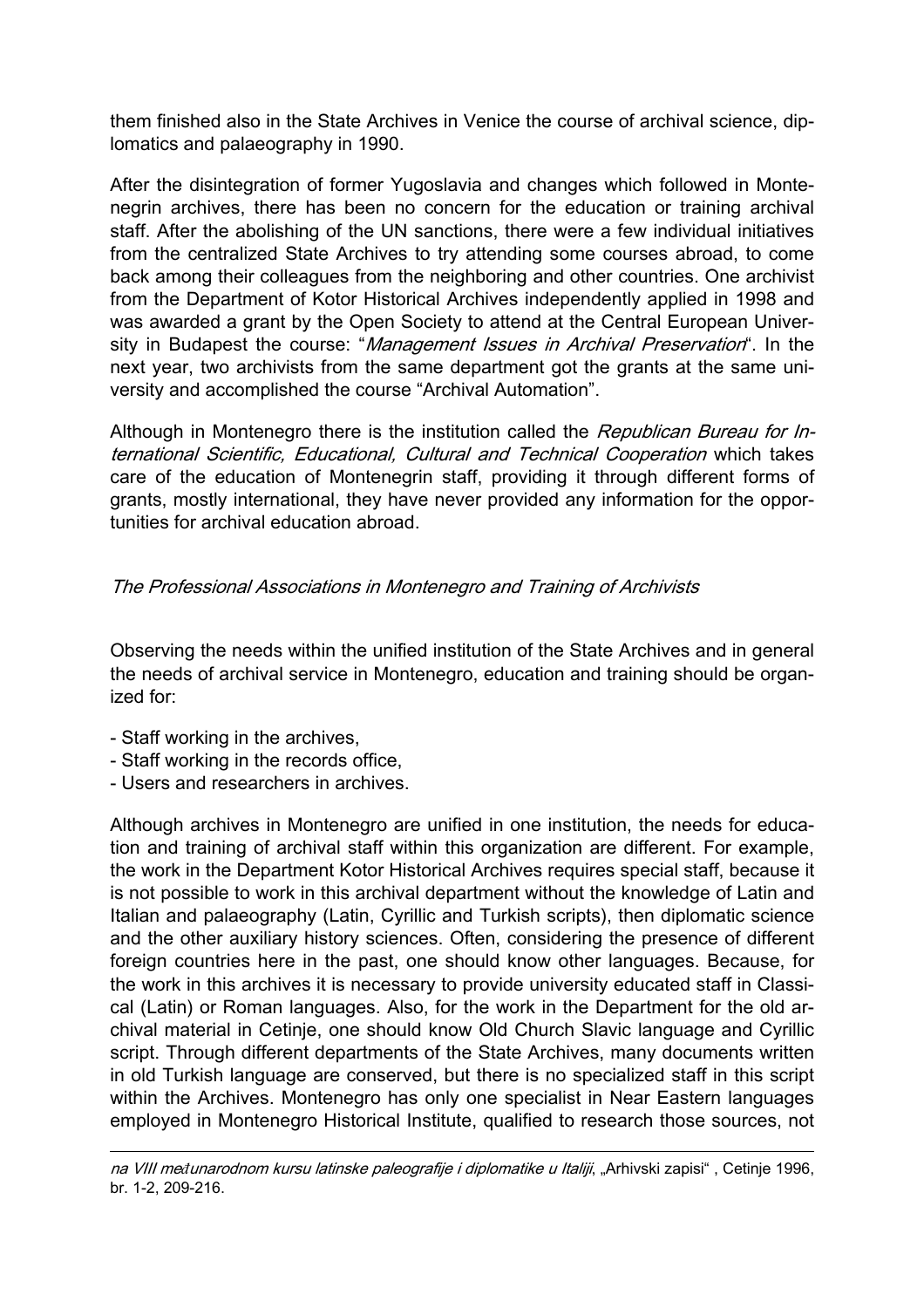them finished also in the State Archives in Venice the course of archival science, diplomatics and palaeography in 1990.

After the disintegration of former Yugoslavia and changes which followed in Montenegrin archives, there has been no concern for the education or training archival staff. After the abolishing of the UN sanctions, there were a few individual initiatives from the centralized State Archives to try attending some courses abroad, to come back among their colleagues from the neighboring and other countries. One archivist from the Department of Kotor Historical Archives independently applied in 1998 and was awarded a grant by the Open Society to attend at the Central European University in Budapest the course: "*Management Issues in Archival Preservation*". In the next year, two archivists from the same department got the grants at the same university and accomplished the course "Archival Automation".

Although in Montenegro there is the institution called the *Republican Bureau for International Scientific, Educational, Cultural and Technical Cooperation* which takes care of the education of Montenegrin staff, providing it through different forms of grants, mostly international, they have never provided any information for the opportunities for archival education abroad.

### *The Professional Associations in Montenegro and Training of Archivists*

Observing the needs within the unified institution of the State Archives and in general the needs of archival service in Montenegro, education and training should be organized for:

- Staff working in the archives,
- Staff working in the records office,
- Users and researchers in archives.

Although archives in Montenegro are unified in one institution, the needs for education and training of archival staff within this organization are different. For example, the work in the Department Kotor Historical Archives requires special staff, because it is not possible to work in this archival department without the knowledge of Latin and Italian and palaeography (Latin, Cyrillic and Turkish scripts), then diplomatic science and the other auxiliary history sciences. Often, considering the presence of different foreign countries here in the past, one should know other languages. Because, for the work in this archives it is necessary to provide university educated staff in Classical (Latin) or Roman languages. Also, for the work in the Department for the old archival material in Cetinje, one should know Old Church Slavic language and Cyrillic script. Through different departments of the State Archives, many documents written in old Turkish language are conserved, but there is no specialized staff in this script within the Archives. Montenegro has only one specialist in Near Eastern languages employed in Montenegro Historical Institute, qualified to research those sources, not

---

*na VIII međunarodnom kursu latinske paleografije i diplomatike u Italiji*, „Arhivski zapisi" , Cetinje 1996, br. 1-2, 209-216.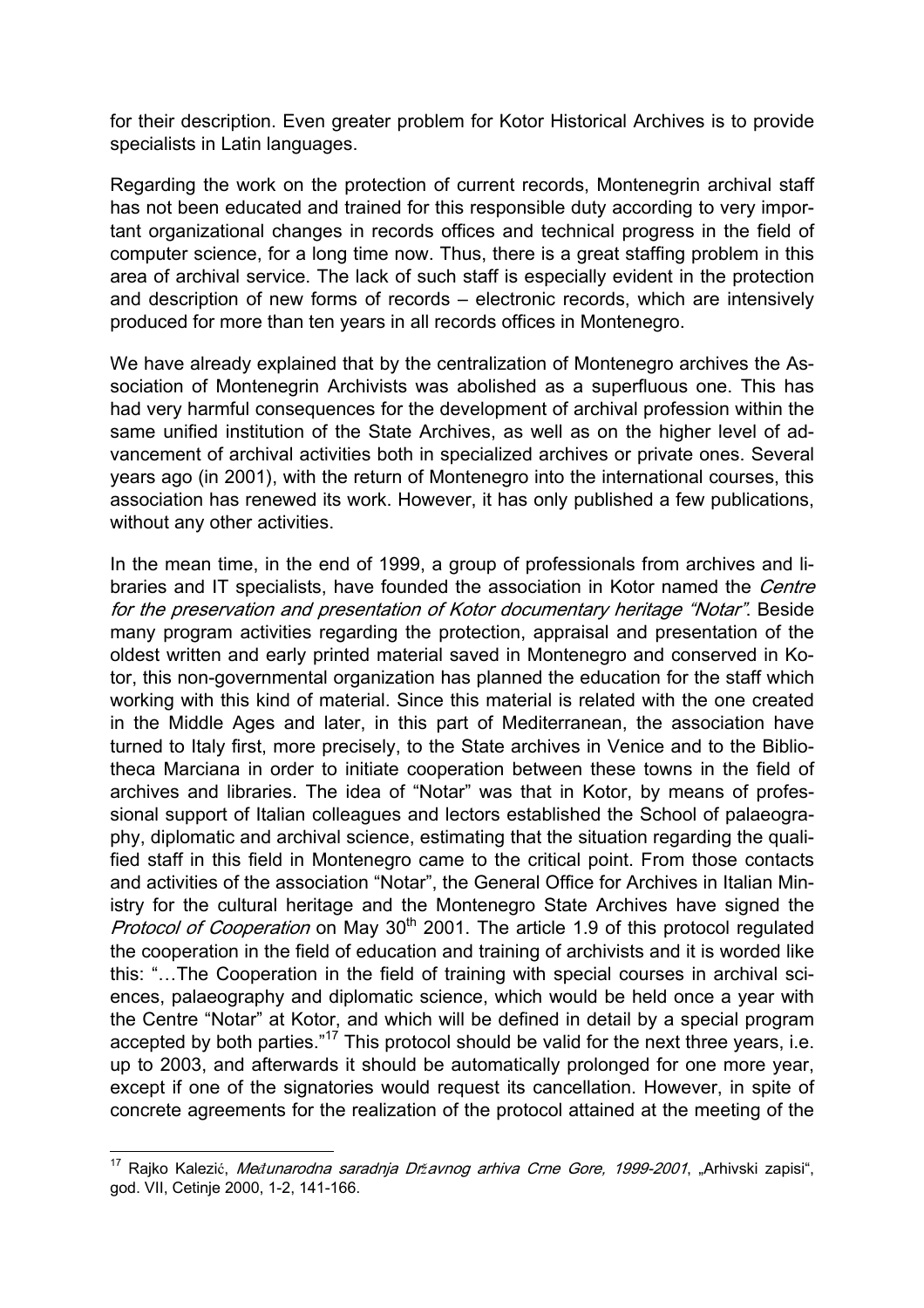for their description. Even greater problem for Kotor Historical Archives is to provide specialists in Latin languages.

Regarding the work on the protection of current records, Montenegrin archival staff has not been educated and trained for this responsible duty according to very important organizational changes in records offices and technical progress in the field of computer science, for a long time now. Thus, there is a great staffing problem in this area of archival service. The lack of such staff is especially evident in the protection and description of new forms of records – electronic records, which are intensively produced for more than ten years in all records offices in Montenegro.

We have already explained that by the centralization of Montenegro archives the Association of Montenegrin Archivists was abolished as a superfluous one. This has had very harmful consequences for the development of archival profession within the same unified institution of the State Archives, as well as on the higher level of advancement of archival activities both in specialized archives or private ones. Several years ago (in 2001), with the return of Montenegro into the international courses, this association has renewed its work. However, it has only published a few publications, without any other activities.

In the mean time, in the end of 1999, a group of professionals from archives and libraries and IT specialists, have founded the association in Kotor named the *Centre for the preservation and presentation of Kotor documentary heritage "Notar"*. Beside many program activities regarding the protection, appraisal and presentation of the oldest written and early printed material saved in Montenegro and conserved in Kotor, this non-governmental organization has planned the education for the staff which working with this kind of material. Since this material is related with the one created in the Middle Ages and later, in this part of Mediterranean, the association have turned to Italy first, more precisely, to the State archives in Venice and to the Bibliotheca Marciana in order to initiate cooperation between these towns in the field of archives and libraries. The idea of "Notar" was that in Kotor, by means of professional support of Italian colleagues and lectors established the School of palaeography, diplomatic and archival science, estimating that the situation regarding the qualified staff in this field in Montenegro came to the critical point. From those contacts and activities of the association "Notar", the General Office for Archives in Italian Ministry for the cultural heritage and the Montenegro State Archives have signed the *Protocol of Cooperation* on May 30th 2001. The article 1.9 of this protocol regulated the cooperation in the field of education and training of archivists and it is worded like this: "…The Cooperation in the field of training with special courses in archival sciences, palaeography and diplomatic science, which would be held once a year with the Centre "Notar" at Kotor, and which will be defined in detail by a special program accepted by both parties."[17] This protocol should be valid for the next three years, i.e. up to 2003, and afterwards it should be automatically prolonged for one more year, except if one of the signatories would request its cancellation. However, in spite of concrete agreements for the realization of the protocol attained at the meeting of the

---

[17] Rajko Kalezić, *Međunarodna saradnja Državnog arhiva Crne Gore, 1999-2001*, „Arhivski zapisi", god. VII, Cetinje 2000, 1-2, 141-166.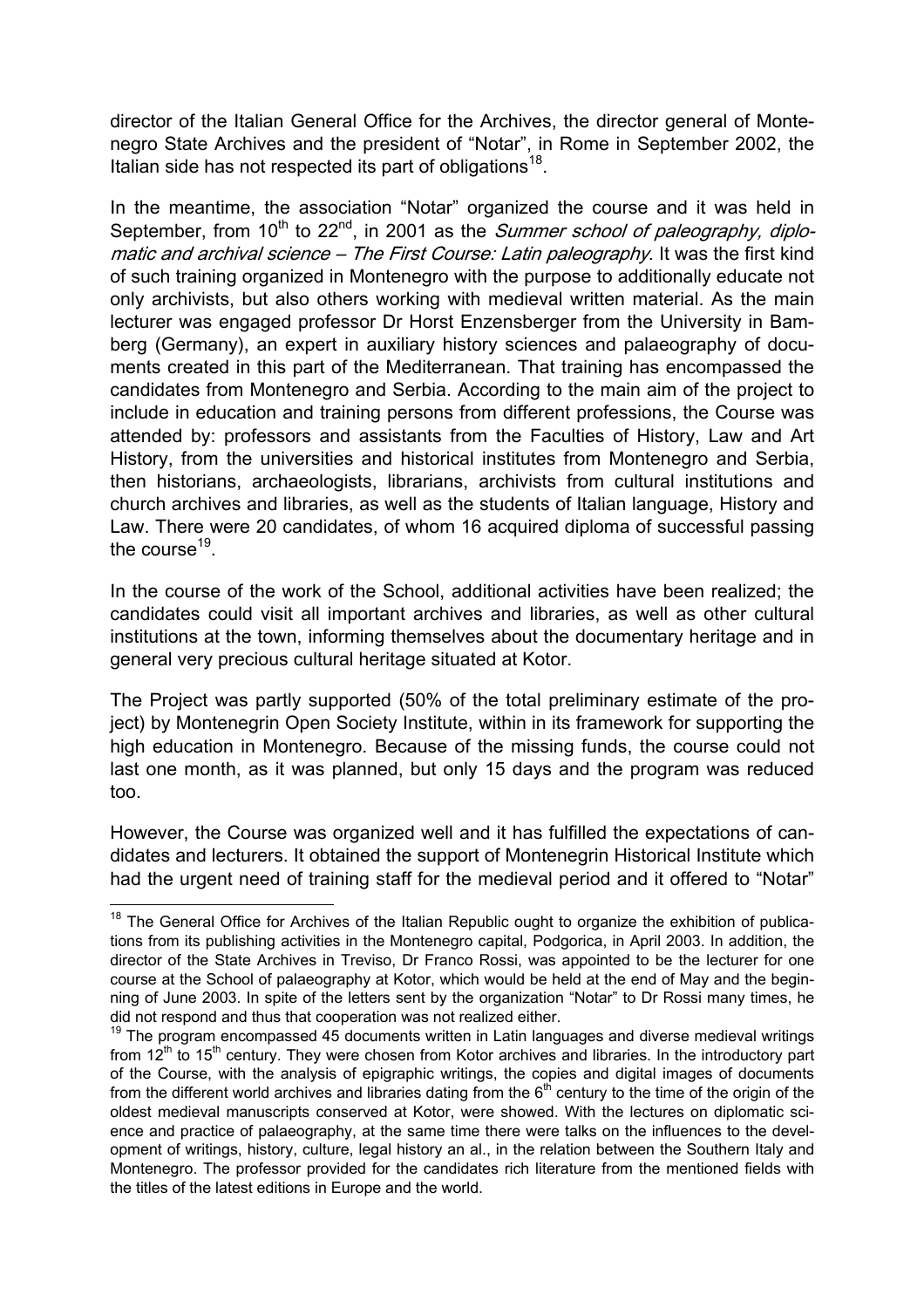director of the Italian General Office for the Archives, the director general of Montenegro State Archives and the president of "Notar", in Rome in September 2002, the Italian side has not respected its part of obligations[18].

In the meantime, the association "Notar" organized the course and it was held in September, from 10th to 22nd, in 2001 as the *Summer school of paleography, diplomatic and archival science – The First Course: Latin paleography*. It was the first kind of such training organized in Montenegro with the purpose to additionally educate not only archivists, but also others working with medieval written material. As the main lecturer was engaged professor Dr Horst Enzensberger from the University in Bamberg (Germany), an expert in auxiliary history sciences and palaeography of documents created in this part of the Mediterranean. That training has encompassed the candidates from Montenegro and Serbia. According to the main aim of the project to include in education and training persons from different professions, the Course was attended by: professors and assistants from the Faculties of History, Law and Art History, from the universities and historical institutes from Montenegro and Serbia, then historians, archaeologists, librarians, archivists from cultural institutions and church archives and libraries, as well as the students of Italian language, History and Law. There were 20 candidates, of whom 16 acquired diploma of successful passing the course[19].

In the course of the work of the School, additional activities have been realized; the candidates could visit all important archives and libraries, as well as other cultural institutions at the town, informing themselves about the documentary heritage and in general very precious cultural heritage situated at Kotor.

The Project was partly supported (50% of the total preliminary estimate of the project) by Montenegrin Open Society Institute, within in its framework for supporting the high education in Montenegro. Because of the missing funds, the course could not last one month, as it was planned, but only 15 days and the program was reduced too.

However, the Course was organized well and it has fulfilled the expectations of candidates and lecturers. It obtained the support of Montenegrin Historical Institute which had the urgent need of training staff for the medieval period and it offered to "Notar"

---

[18] The General Office for Archives of the Italian Republic ought to organize the exhibition of publications from its publishing activities in the Montenegro capital, Podgorica, in April 2003. In addition, the director of the State Archives in Treviso, Dr Franco Rossi, was appointed to be the lecturer for one course at the School of palaeography at Kotor, which would be held at the end of May and the beginning of June 2003. In spite of the letters sent by the organization "Notar" to Dr Rossi many times, he did not respond and thus that cooperation was not realized either.

[19] The program encompassed 45 documents written in Latin languages and diverse medieval writings from 12th to 15th century. They were chosen from Kotor archives and libraries. In the introductory part of the Course, with the analysis of epigraphic writings, the copies and digital images of documents from the different world archives and libraries dating from the 6th century to the time of the origin of the oldest medieval manuscripts conserved at Kotor, were showed. With the lectures on diplomatic science and practice of palaeography, at the same time there were talks on the influences to the development of writings, history, culture, legal history an al., in the relation between the Southern Italy and Montenegro. The professor provided for the candidates rich literature from the mentioned fields with the titles of the latest editions in Europe and the world.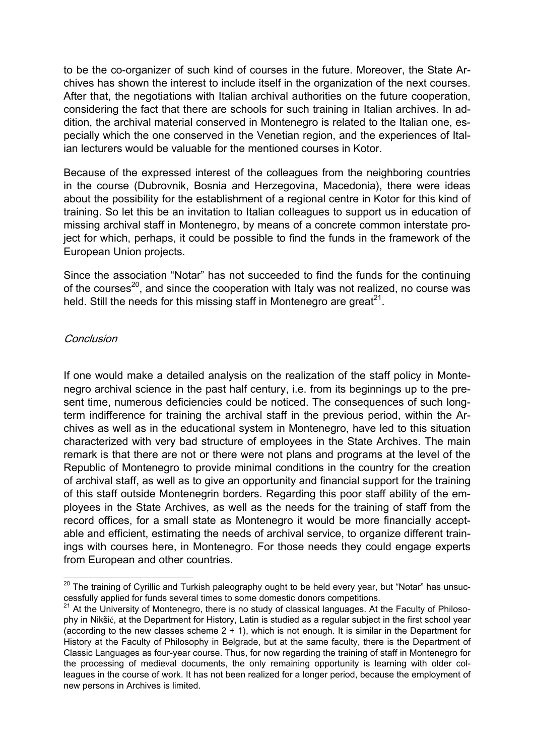to be the co-organizer of such kind of courses in the future. Moreover, the State Archives has shown the interest to include itself in the organization of the next courses. After that, the negotiations with Italian archival authorities on the future cooperation, considering the fact that there are schools for such training in Italian archives. In addition, the archival material conserved in Montenegro is related to the Italian one, especially which the one conserved in the Venetian region, and the experiences of Italian lecturers would be valuable for the mentioned courses in Kotor.

Because of the expressed interest of the colleagues from the neighboring countries in the course (Dubrovnik, Bosnia and Herzegovina, Macedonia), there were ideas about the possibility for the establishment of a regional centre in Kotor for this kind of training. So let this be an invitation to Italian colleagues to support us in education of missing archival staff in Montenegro, by means of a concrete common interstate project for which, perhaps, it could be possible to find the funds in the framework of the European Union projects.

Since the association "Notar" has not succeeded to find the funds for the continuing of the courses[20], and since the cooperation with Italy was not realized, no course was held. Still the needs for this missing staff in Montenegro are great[21].

*Conclusion*

If one would make a detailed analysis on the realization of the staff policy in Montenegro archival science in the past half century, i.e. from its beginnings up to the present time, numerous deficiencies could be noticed. The consequences of such long-term indifference for training the archival staff in the previous period, within the Archives as well as in the educational system in Montenegro, have led to this situation characterized with very bad structure of employees in the State Archives. The main remark is that there are not or there were not plans and programs at the level of the Republic of Montenegro to provide minimal conditions in the country for the creation of archival staff, as well as to give an opportunity and financial support for the training of this staff outside Montenegrin borders. Regarding this poor staff ability of the employees in the State Archives, as well as the needs for the training of staff from the record offices, for a small state as Montenegro it would be more financially acceptable and efficient, estimating the needs of archival service, to organize different trainings with courses here, in Montenegro. For those needs they could engage experts from European and other countries.

---

[20] The training of Cyrillic and Turkish paleography ought to be held every year, but "Notar" has unsuccessfully applied for funds several times to some domestic donors competitions.

[21] At the University of Montenegro, there is no study of classical languages. At the Faculty of Philosophy in Nikšić, at the Department for History, Latin is studied as a regular subject in the first school year (according to the new classes scheme 2 + 1), which is not enough. It is similar in the Department for History at the Faculty of Philosophy in Belgrade, but at the same faculty, there is the Department of Classic Languages as four-year course. Thus, for now regarding the training of staff in Montenegro for the processing of medieval documents, the only remaining opportunity is learning with older colleagues in the course of work. It has not been realized for a longer period, because the employment of new persons in Archives is limited.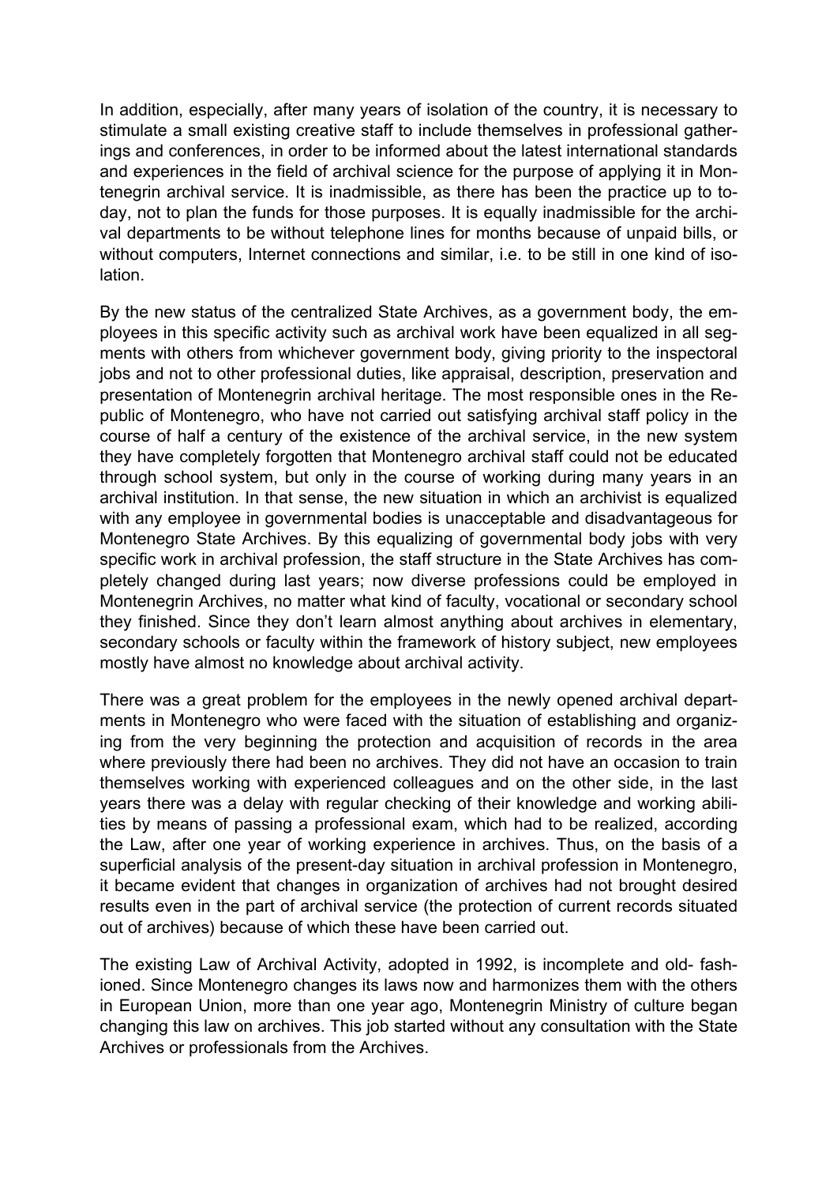In addition, especially, after many years of isolation of the country, it is necessary to stimulate a small existing creative staff to include themselves in professional gatherings and conferences, in order to be informed about the latest international standards and experiences in the field of archival science for the purpose of applying it in Montenegrin archival service. It is inadmissible, as there has been the practice up to today, not to plan the funds for those purposes. It is equally inadmissible for the archival departments to be without telephone lines for months because of unpaid bills, or without computers, Internet connections and similar, i.e. to be still in one kind of isolation.

By the new status of the centralized State Archives, as a government body, the employees in this specific activity such as archival work have been equalized in all segments with others from whichever government body, giving priority to the inspectoral jobs and not to other professional duties, like appraisal, description, preservation and presentation of Montenegrin archival heritage. The most responsible ones in the Republic of Montenegro, who have not carried out satisfying archival staff policy in the course of half a century of the existence of the archival service, in the new system they have completely forgotten that Montenegro archival staff could not be educated through school system, but only in the course of working during many years in an archival institution. In that sense, the new situation in which an archivist is equalized with any employee in governmental bodies is unacceptable and disadvantageous for Montenegro State Archives. By this equalizing of governmental body jobs with very specific work in archival profession, the staff structure in the State Archives has completely changed during last years; now diverse professions could be employed in Montenegrin Archives, no matter what kind of faculty, vocational or secondary school they finished. Since they don't learn almost anything about archives in elementary, secondary schools or faculty within the framework of history subject, new employees mostly have almost no knowledge about archival activity.

There was a great problem for the employees in the newly opened archival departments in Montenegro who were faced with the situation of establishing and organizing from the very beginning the protection and acquisition of records in the area where previously there had been no archives. They did not have an occasion to train themselves working with experienced colleagues and on the other side, in the last years there was a delay with regular checking of their knowledge and working abilities by means of passing a professional exam, which had to be realized, according the Law, after one year of working experience in archives. Thus, on the basis of a superficial analysis of the present-day situation in archival profession in Montenegro, it became evident that changes in organization of archives had not brought desired results even in the part of archival service (the protection of current records situated out of archives) because of which these have been carried out.

The existing Law of Archival Activity, adopted in 1992, is incomplete and old- fashioned. Since Montenegro changes its laws now and harmonizes them with the others in European Union, more than one year ago, Montenegrin Ministry of culture began changing this law on archives. This job started without any consultation with the State Archives or professionals from the Archives.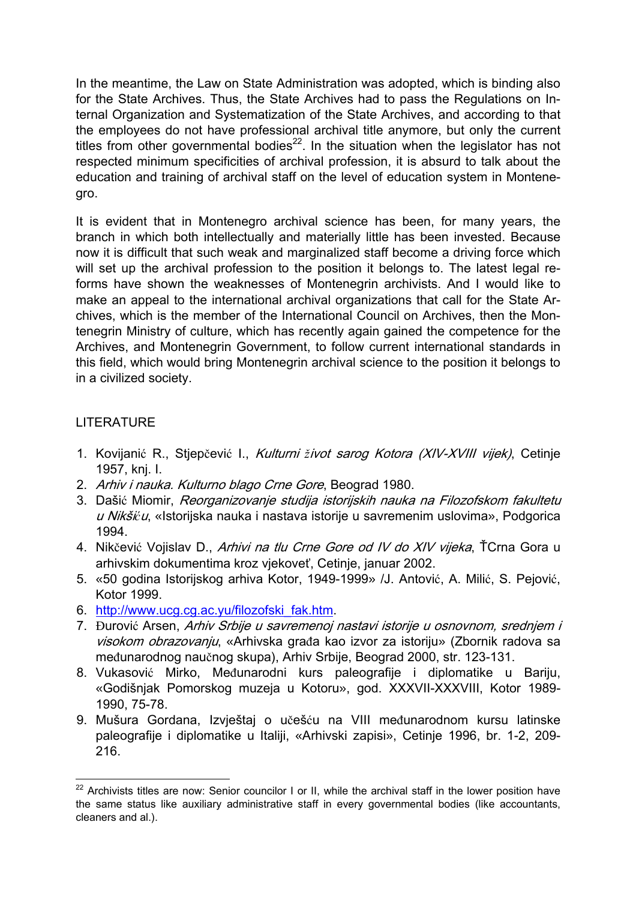In the meantime, the Law on State Administration was adopted, which is binding also for the State Archives. Thus, the State Archives had to pass the Regulations on Internal Organization and Systematization of the State Archives, and according to that the employees do not have professional archival title anymore, but only the current titles from other governmental bodies[22]. In the situation when the legislator has not respected minimum specificities of archival profession, it is absurd to talk about the education and training of archival staff on the level of education system in Montenegro.

It is evident that in Montenegro archival science has been, for many years, the branch in which both intellectually and materially little has been invested. Because now it is difficult that such weak and marginalized staff become a driving force which will set up the archival profession to the position it belongs to. The latest legal reforms have shown the weaknesses of Montenegrin archivists. And I would like to make an appeal to the international archival organizations that call for the State Archives, which is the member of the International Council on Archives, then the Montenegrin Ministry of culture, which has recently again gained the competence for the Archives, and Montenegrin Government, to follow current international standards in this field, which would bring Montenegrin archival science to the position it belongs to in a civilized society.

## LITERATURE

1. Kovijanić R., Stjepčević I., *Kulturni život sarog Kotora (XIV-XVIII vijek)*, Cetinje 1957, knj. I.
2. *Arhiv i nauka. Kulturno blago Crne Gore*, Beograd 1980.
3. Dašić Miomir, *Reorganizovanje studija istorijskih nauka na Filozofskom fakultetu u Nikšiću*, «Istorijska nauka i nastava istorije u savremenim uslovima», Podgorica 1994.
4. Nikčević Vojislav D., *Arhivi na tlu Crne Gore od IV do XIV vijeka*, ŤCrna Gora u arhivskim dokumentima kroz vjekoveť, Cetinje, januar 2002.
5. «50 godina Istorijskog arhiva Kotor, 1949-1999» /J. Antović, A. Milić, S. Pejović, Kotor 1999.
6. http://www.ucg.cg.ac.yu/filozofski_fak.htm.
7. Đurović Arsen, *Arhiv Srbije u savremenoj nastavi istorije u osnovnom, srednjem i visokom obrazovanju*, «Arhivska građa kao izvor za istoriju» (Zbornik radova sa međunarodnog naučnog skupa), Arhiv Srbije, Beograd 2000, str. 123-131.
8. Vukasović Mirko, Međunarodni kurs paleografije i diplomatike u Bariju, «Godišnjak Pomorskog muzeja u Kotoru», god. XXXVII-XXXVIII, Kotor 1989-1990, 75-78.
9. Mušura Gordana, Izvještaj o učešću na VIII međunarodnom kursu latinske paleografije i diplomatike u Italiji, «Arhivski zapisi», Cetinje 1996, br. 1-2, 209-216.

---

[22] Archivists titles are now: Senior councilor I or II, while the archival staff in the lower position have the same status like auxiliary administrative staff in every governmental bodies (like accountants, cleaners and al.).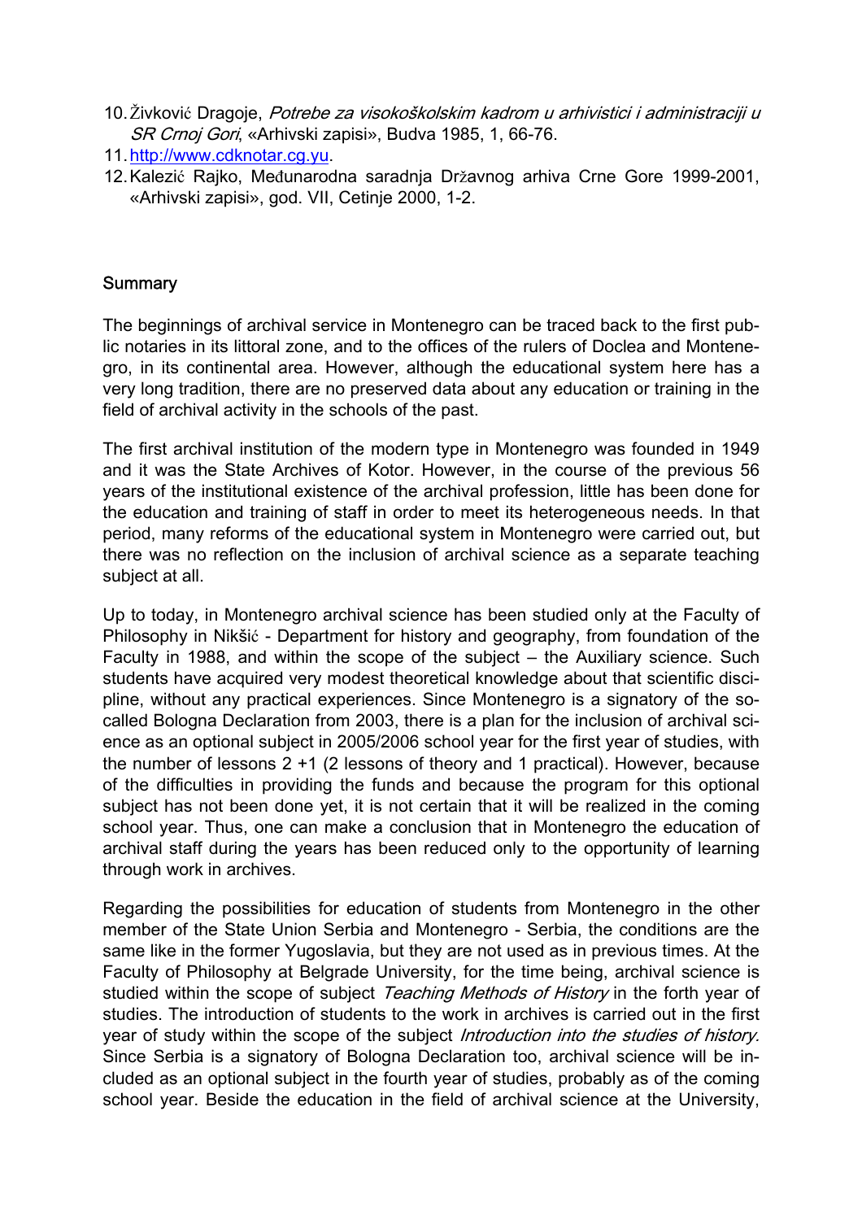10. Živković Dragoje, *Potrebe za visokoškolskim kadrom u arhivistici i administraciji u SR Crnoj Gori*, «Arhivski zapisi», Budva 1985, 1, 66-76.
11. http://www.cdknotar.cg.yu.
12. Kalezić Rajko, Međunarodna saradnja Državnog arhiva Crne Gore 1999-2001, «Arhivski zapisi», god. VII, Cetinje 2000, 1-2.

## Summary

The beginnings of archival service in Montenegro can be traced back to the first public notaries in its littoral zone, and to the offices of the rulers of Doclea and Montenegro, in its continental area. However, although the educational system here has a very long tradition, there are no preserved data about any education or training in the field of archival activity in the schools of the past.

The first archival institution of the modern type in Montenegro was founded in 1949 and it was the State Archives of Kotor. However, in the course of the previous 56 years of the institutional existence of the archival profession, little has been done for the education and training of staff in order to meet its heterogeneous needs. In that period, many reforms of the educational system in Montenegro were carried out, but there was no reflection on the inclusion of archival science as a separate teaching subject at all.

Up to today, in Montenegro archival science has been studied only at the Faculty of Philosophy in Nikšić - Department for history and geography, from foundation of the Faculty in 1988, and within the scope of the subject – the Auxiliary science. Such students have acquired very modest theoretical knowledge about that scientific discipline, without any practical experiences. Since Montenegro is a signatory of the so-called Bologna Declaration from 2003, there is a plan for the inclusion of archival science as an optional subject in 2005/2006 school year for the first year of studies, with the number of lessons 2 +1 (2 lessons of theory and 1 practical). However, because of the difficulties in providing the funds and because the program for this optional subject has not been done yet, it is not certain that it will be realized in the coming school year. Thus, one can make a conclusion that in Montenegro the education of archival staff during the years has been reduced only to the opportunity of learning through work in archives.

Regarding the possibilities for education of students from Montenegro in the other member of the State Union Serbia and Montenegro - Serbia, the conditions are the same like in the former Yugoslavia, but they are not used as in previous times. At the Faculty of Philosophy at Belgrade University, for the time being, archival science is studied within the scope of subject *Teaching Methods of History* in the forth year of studies. The introduction of students to the work in archives is carried out in the first year of study within the scope of the subject *Introduction into the studies of history.* Since Serbia is a signatory of Bologna Declaration too, archival science will be included as an optional subject in the fourth year of studies, probably as of the coming school year. Beside the education in the field of archival science at the University,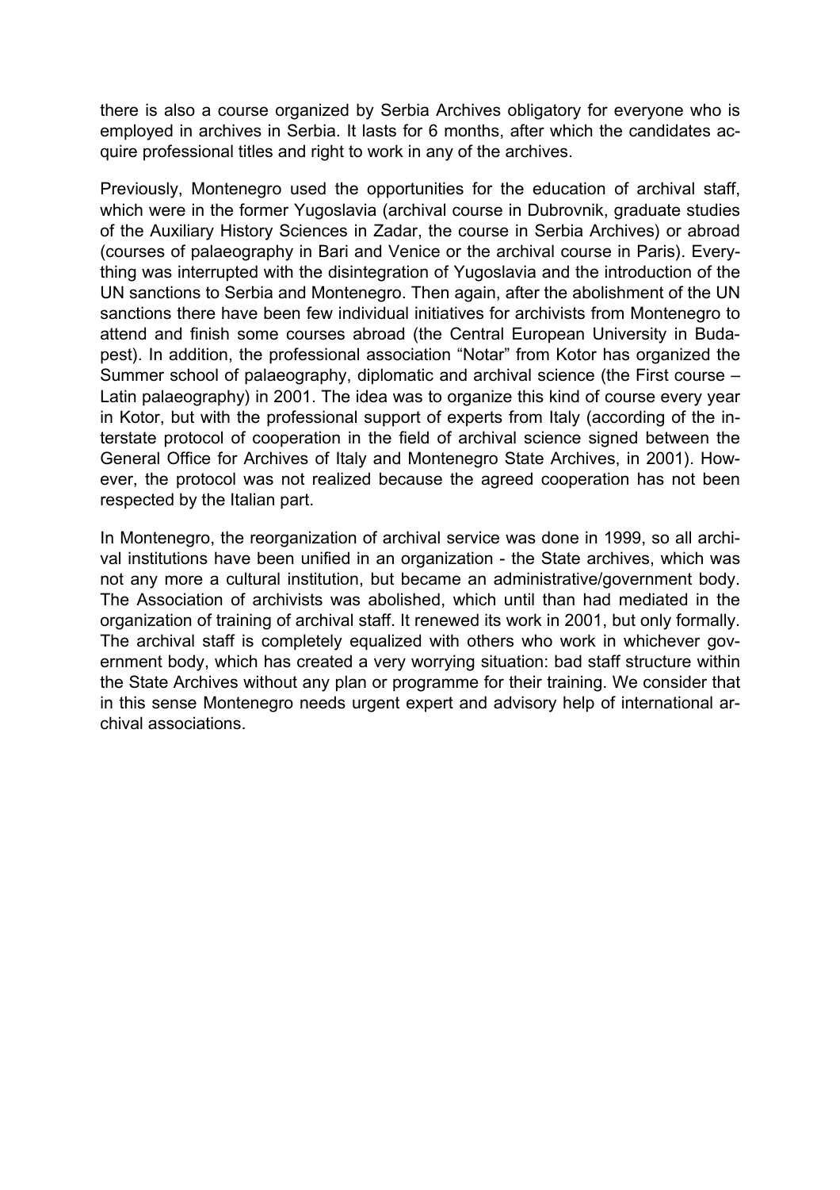there is also a course organized by Serbia Archives obligatory for everyone who is employed in archives in Serbia. It lasts for 6 months, after which the candidates acquire professional titles and right to work in any of the archives.

Previously, Montenegro used the opportunities for the education of archival staff, which were in the former Yugoslavia (archival course in Dubrovnik, graduate studies of the Auxiliary History Sciences in Zadar, the course in Serbia Archives) or abroad (courses of palaeography in Bari and Venice or the archival course in Paris). Everything was interrupted with the disintegration of Yugoslavia and the introduction of the UN sanctions to Serbia and Montenegro. Then again, after the abolishment of the UN sanctions there have been few individual initiatives for archivists from Montenegro to attend and finish some courses abroad (the Central European University in Budapest). In addition, the professional association "Notar" from Kotor has organized the Summer school of palaeography, diplomatic and archival science (the First course – Latin palaeography) in 2001. The idea was to organize this kind of course every year in Kotor, but with the professional support of experts from Italy (according of the interstate protocol of cooperation in the field of archival science signed between the General Office for Archives of Italy and Montenegro State Archives, in 2001). However, the protocol was not realized because the agreed cooperation has not been respected by the Italian part.

In Montenegro, the reorganization of archival service was done in 1999, so all archival institutions have been unified in an organization - the State archives, which was not any more a cultural institution, but became an administrative/government body. The Association of archivists was abolished, which until than had mediated in the organization of training of archival staff. It renewed its work in 2001, but only formally. The archival staff is completely equalized with others who work in whichever government body, which has created a very worrying situation: bad staff structure within the State Archives without any plan or programme for their training. We consider that in this sense Montenegro needs urgent expert and advisory help of international archival associations.